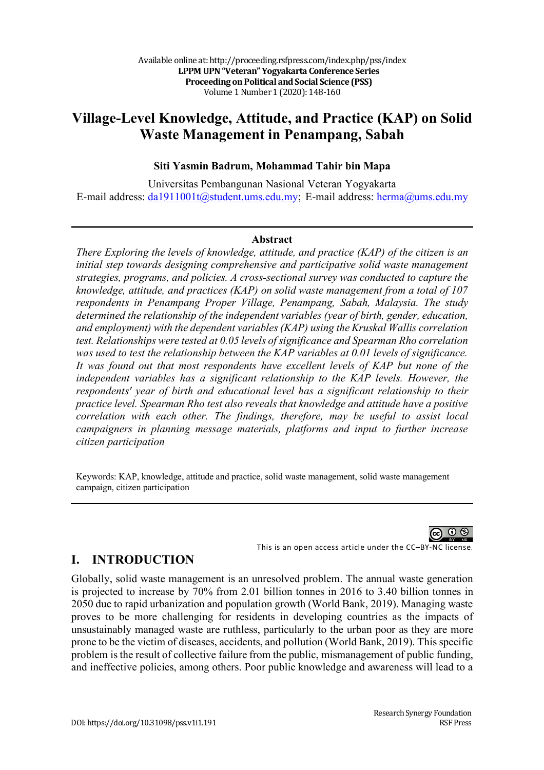# Village-Level Knowledge, Attitude, and Practice (KAP) on Solid Waste Management in Penampang, Sabah

**Siti Yasmin Badrum, Mohammad Tahir bin Mapa**

Universitas Pembangunan Nasional Veteran Yogyakarta
E-mail address: da1911001t@student.ums.edu.my; E-mail address: herma@ums.edu.my

---

### Abstract

*There Exploring the levels of knowledge, attitude, and practice (KAP) of the citizen is an initial step towards designing comprehensive and participative solid waste management strategies, programs, and policies. A cross-sectional survey was conducted to capture the knowledge, attitude, and practices (KAP) on solid waste management from a total of 107 respondents in Penampang Proper Village, Penampang, Sabah, Malaysia. The study determined the relationship of the independent variables (year of birth, gender, education, and employment) with the dependent variables (KAP) using the Kruskal Wallis correlation test. Relationships were tested at 0.05 levels of significance and Spearman Rho correlation was used to test the relationship between the KAP variables at 0.01 levels of significance. It was found out that most respondents have excellent levels of KAP but none of the independent variables has a significant relationship to the KAP levels. However, the respondents' year of birth and educational level has a significant relationship to their practice level. Spearman Rho test also reveals that knowledge and attitude have a positive correlation with each other. The findings, therefore, may be useful to assist local campaigners in planning message materials, platforms and input to further increase citizen participation*

Keywords: KAP, knowledge, attitude and practice, solid waste management, solid waste management campaign, citizen participation

---

This is an open access article under the CC–BY-NC license.

## I. INTRODUCTION

Globally, solid waste management is an unresolved problem. The annual waste generation is projected to increase by 70% from 2.01 billion tonnes in 2016 to 3.40 billion tonnes in 2050 due to rapid urbanization and population growth (World Bank, 2019). Managing waste proves to be more challenging for residents in developing countries as the impacts of unsustainably managed waste are ruthless, particularly to the urban poor as they are more prone to be the victim of diseases, accidents, and pollution (World Bank, 2019). This specific problem is the result of collective failure from the public, mismanagement of public funding, and ineffective policies, among others. Poor public knowledge and awareness will lead to a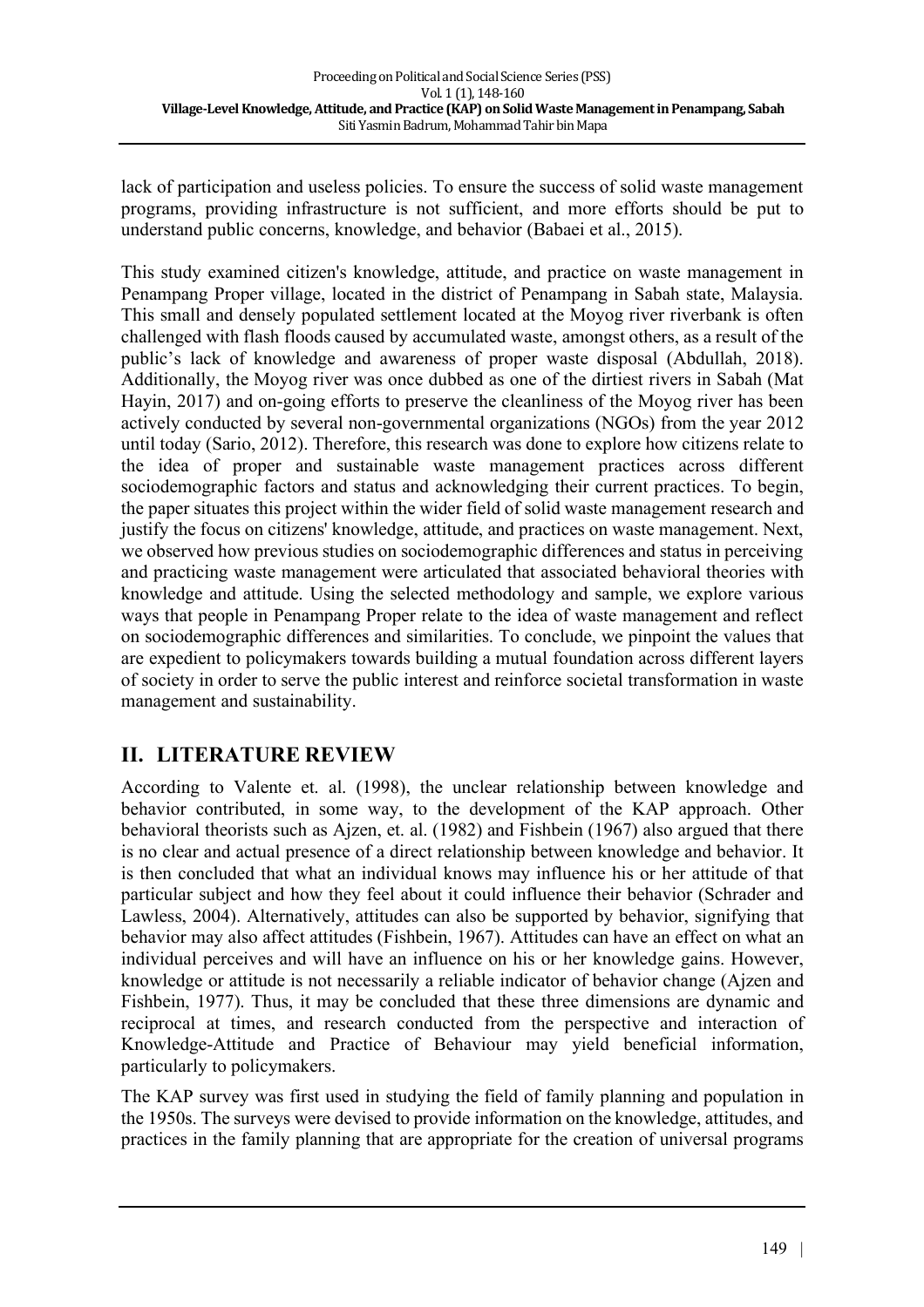lack of participation and useless policies. To ensure the success of solid waste management programs, providing infrastructure is not sufficient, and more efforts should be put to understand public concerns, knowledge, and behavior (Babaei et al., 2015).

This study examined citizen's knowledge, attitude, and practice on waste management in Penampang Proper village, located in the district of Penampang in Sabah state, Malaysia. This small and densely populated settlement located at the Moyog river riverbank is often challenged with flash floods caused by accumulated waste, amongst others, as a result of the public's lack of knowledge and awareness of proper waste disposal (Abdullah, 2018). Additionally, the Moyog river was once dubbed as one of the dirtiest rivers in Sabah (Mat Hayin, 2017) and on-going efforts to preserve the cleanliness of the Moyog river has been actively conducted by several non-governmental organizations (NGOs) from the year 2012 until today (Sario, 2012). Therefore, this research was done to explore how citizens relate to the idea of proper and sustainable waste management practices across different sociodemographic factors and status and acknowledging their current practices. To begin, the paper situates this project within the wider field of solid waste management research and justify the focus on citizens' knowledge, attitude, and practices on waste management. Next, we observed how previous studies on sociodemographic differences and status in perceiving and practicing waste management were articulated that associated behavioral theories with knowledge and attitude. Using the selected methodology and sample, we explore various ways that people in Penampang Proper relate to the idea of waste management and reflect on sociodemographic differences and similarities. To conclude, we pinpoint the values that are expedient to policymakers towards building a mutual foundation across different layers of society in order to serve the public interest and reinforce societal transformation in waste management and sustainability.

## II. LITERATURE REVIEW

According to Valente et. al. (1998), the unclear relationship between knowledge and behavior contributed, in some way, to the development of the KAP approach. Other behavioral theorists such as Ajzen, et. al. (1982) and Fishbein (1967) also argued that there is no clear and actual presence of a direct relationship between knowledge and behavior. It is then concluded that what an individual knows may influence his or her attitude of that particular subject and how they feel about it could influence their behavior (Schrader and Lawless, 2004). Alternatively, attitudes can also be supported by behavior, signifying that behavior may also affect attitudes (Fishbein, 1967). Attitudes can have an effect on what an individual perceives and will have an influence on his or her knowledge gains. However, knowledge or attitude is not necessarily a reliable indicator of behavior change (Ajzen and Fishbein, 1977). Thus, it may be concluded that these three dimensions are dynamic and reciprocal at times, and research conducted from the perspective and interaction of Knowledge-Attitude and Practice of Behaviour may yield beneficial information, particularly to policymakers.

The KAP survey was first used in studying the field of family planning and population in the 1950s. The surveys were devised to provide information on the knowledge, attitudes, and practices in the family planning that are appropriate for the creation of universal programs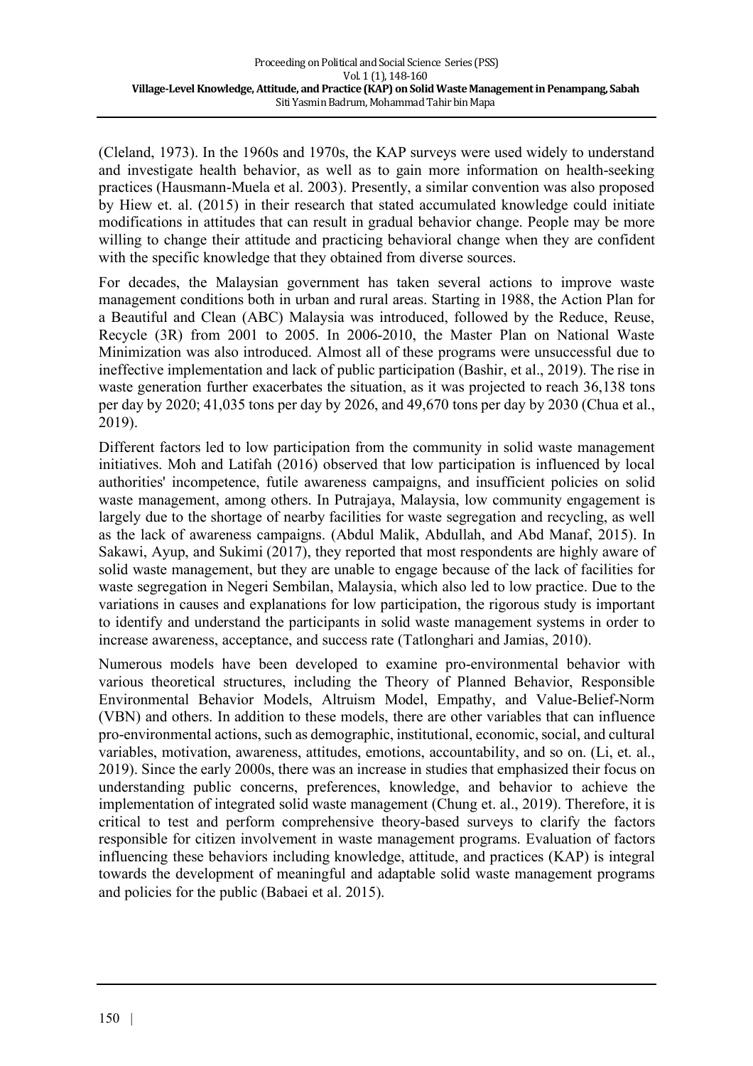(Cleland, 1973). In the 1960s and 1970s, the KAP surveys were used widely to understand and investigate health behavior, as well as to gain more information on health-seeking practices (Hausmann-Muela et al. 2003). Presently, a similar convention was also proposed by Hiew et. al. (2015) in their research that stated accumulated knowledge could initiate modifications in attitudes that can result in gradual behavior change. People may be more willing to change their attitude and practicing behavioral change when they are confident with the specific knowledge that they obtained from diverse sources.

For decades, the Malaysian government has taken several actions to improve waste management conditions both in urban and rural areas. Starting in 1988, the Action Plan for a Beautiful and Clean (ABC) Malaysia was introduced, followed by the Reduce, Reuse, Recycle (3R) from 2001 to 2005. In 2006-2010, the Master Plan on National Waste Minimization was also introduced. Almost all of these programs were unsuccessful due to ineffective implementation and lack of public participation (Bashir, et al., 2019). The rise in waste generation further exacerbates the situation, as it was projected to reach 36,138 tons per day by 2020; 41,035 tons per day by 2026, and 49,670 tons per day by 2030 (Chua et al., 2019).

Different factors led to low participation from the community in solid waste management initiatives. Moh and Latifah (2016) observed that low participation is influenced by local authorities' incompetence, futile awareness campaigns, and insufficient policies on solid waste management, among others. In Putrajaya, Malaysia, low community engagement is largely due to the shortage of nearby facilities for waste segregation and recycling, as well as the lack of awareness campaigns. (Abdul Malik, Abdullah, and Abd Manaf, 2015). In Sakawi, Ayup, and Sukimi (2017), they reported that most respondents are highly aware of solid waste management, but they are unable to engage because of the lack of facilities for waste segregation in Negeri Sembilan, Malaysia, which also led to low practice. Due to the variations in causes and explanations for low participation, the rigorous study is important to identify and understand the participants in solid waste management systems in order to increase awareness, acceptance, and success rate (Tatlonghari and Jamias, 2010).

Numerous models have been developed to examine pro-environmental behavior with various theoretical structures, including the Theory of Planned Behavior, Responsible Environmental Behavior Models, Altruism Model, Empathy, and Value-Belief-Norm (VBN) and others. In addition to these models, there are other variables that can influence pro-environmental actions, such as demographic, institutional, economic, social, and cultural variables, motivation, awareness, attitudes, emotions, accountability, and so on. (Li, et. al., 2019). Since the early 2000s, there was an increase in studies that emphasized their focus on understanding public concerns, preferences, knowledge, and behavior to achieve the implementation of integrated solid waste management (Chung et. al., 2019). Therefore, it is critical to test and perform comprehensive theory-based surveys to clarify the factors responsible for citizen involvement in waste management programs. Evaluation of factors influencing these behaviors including knowledge, attitude, and practices (KAP) is integral towards the development of meaningful and adaptable solid waste management programs and policies for the public (Babaei et al. 2015).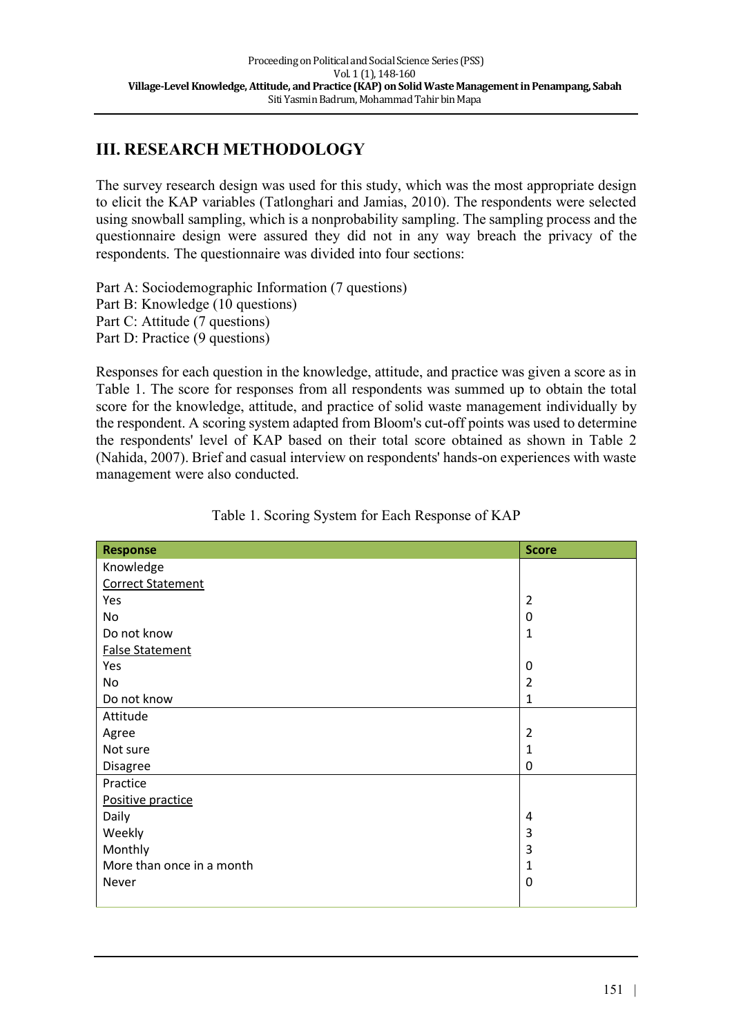## III. RESEARCH METHODOLOGY

The survey research design was used for this study, which was the most appropriate design to elicit the KAP variables (Tatlonghari and Jamias, 2010). The respondents were selected using snowball sampling, which is a nonprobability sampling. The sampling process and the questionnaire design were assured they did not in any way breach the privacy of the respondents. The questionnaire was divided into four sections:

Part A: Sociodemographic Information (7 questions)
Part B: Knowledge (10 questions)
Part C: Attitude (7 questions)
Part D: Practice (9 questions)

Responses for each question in the knowledge, attitude, and practice was given a score as in Table 1. The score for responses from all respondents was summed up to obtain the total score for the knowledge, attitude, and practice of solid waste management individually by the respondent. A scoring system adapted from Bloom's cut-off points was used to determine the respondents' level of KAP based on their total score obtained as shown in Table 2 (Nahida, 2007). Brief and casual interview on respondents' hands-on experiences with waste management were also conducted.

Table 1. Scoring System for Each Response of KAP

| Response | Score |
| --- | --- |
| Knowledge | |
| Correct Statement | |
| Yes | 2 |
| No | 0 |
| Do not know | 1 |
| False Statement | |
| Yes | 0 |
| No | 2 |
| Do not know | 1 |
| Attitude | |
| Agree | 2 |
| Not sure | 1 |
| Disagree | 0 |
| Practice | |
| Positive practice | |
| Daily | 4 |
| Weekly | 3 |
| Monthly | 3 |
| More than once in a month | 1 |
| Never | 0 |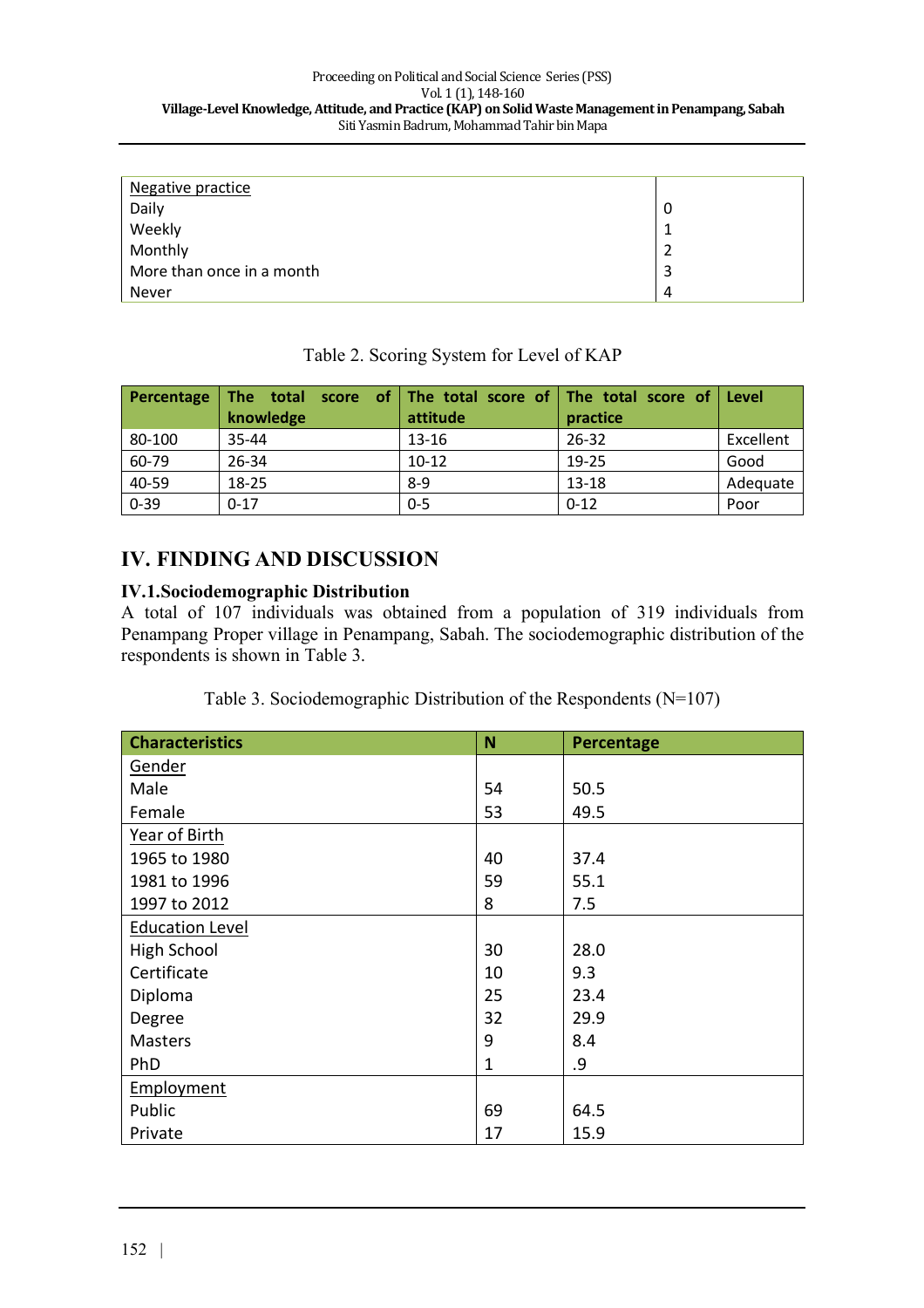| Negative practice | |
|---|---|
| Daily | 0 |
| Weekly | 1 |
| Monthly | 2 |
| More than once in a month | 3 |
| Never | 4 |

Table 2. Scoring System for Level of KAP

| Percentage | The total score of knowledge | The total score of attitude | The total score of practice | Level |
|---|---|---|---|---|
| 80-100 | 35-44 | 13-16 | 26-32 | Excellent |
| 60-79 | 26-34 | 10-12 | 19-25 | Good |
| 40-59 | 18-25 | 8-9 | 13-18 | Adequate |
| 0-39 | 0-17 | 0-5 | 0-12 | Poor |

## IV. FINDING AND DISCUSSION

### IV.1.Sociodemographic Distribution

A total of 107 individuals was obtained from a population of 319 individuals from Penampang Proper village in Penampang, Sabah. The sociodemographic distribution of the respondents is shown in Table 3.

Table 3. Sociodemographic Distribution of the Respondents (N=107)

| Characteristics | N | Percentage |
|---|---|---|
| Gender | | |
| Male | 54 | 50.5 |
| Female | 53 | 49.5 |
| Year of Birth | | |
| 1965 to 1980 | 40 | 37.4 |
| 1981 to 1996 | 59 | 55.1 |
| 1997 to 2012 | 8 | 7.5 |
| Education Level | | |
| High School | 30 | 28.0 |
| Certificate | 10 | 9.3 |
| Diploma | 25 | 23.4 |
| Degree | 32 | 29.9 |
| Masters | 9 | 8.4 |
| PhD | 1 | .9 |
| Employment | | |
| Public | 69 | 64.5 |
| Private | 17 | 15.9 |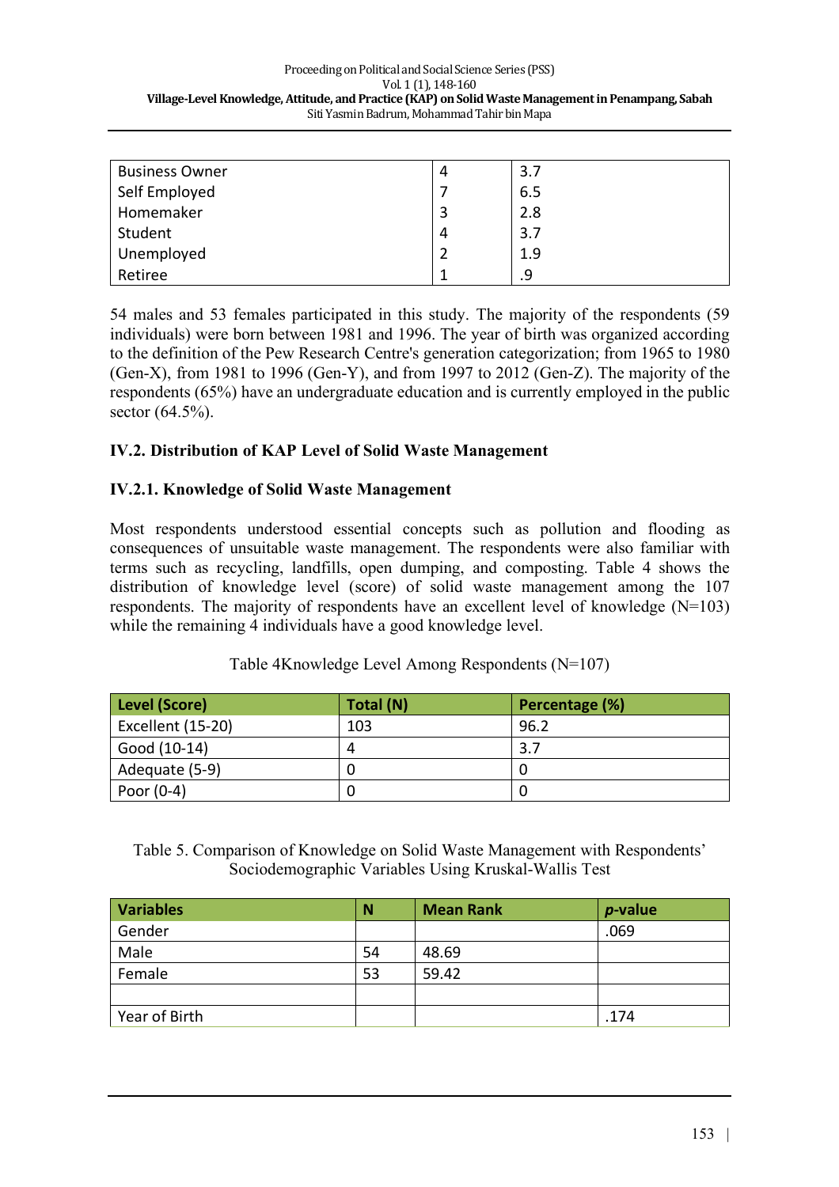| Business Owner | 4 | 3.7 |
|---|---|---|
| Self Employed | 7 | 6.5 |
| Homemaker | 3 | 2.8 |
| Student | 4 | 3.7 |
| Unemployed | 2 | 1.9 |
| Retiree | 1 | .9 |

54 males and 53 females participated in this study. The majority of the respondents (59 individuals) were born between 1981 and 1996. The year of birth was organized according to the definition of the Pew Research Centre's generation categorization; from 1965 to 1980 (Gen-X), from 1981 to 1996 (Gen-Y), and from 1997 to 2012 (Gen-Z). The majority of the respondents (65%) have an undergraduate education and is currently employed in the public sector (64.5%).

### IV.2. Distribution of KAP Level of Solid Waste Management

#### IV.2.1. Knowledge of Solid Waste Management

Most respondents understood essential concepts such as pollution and flooding as consequences of unsuitable waste management. The respondents were also familiar with terms such as recycling, landfills, open dumping, and composting. Table 4 shows the distribution of knowledge level (score) of solid waste management among the 107 respondents. The majority of respondents have an excellent level of knowledge (N=103) while the remaining 4 individuals have a good knowledge level.

Table 4Knowledge Level Among Respondents (N=107)

| Level (Score) | Total (N) | Percentage (%) |
|---|---|---|
| Excellent (15-20) | 103 | 96.2 |
| Good (10-14) | 4 | 3.7 |
| Adequate (5-9) | 0 | 0 |
| Poor (0-4) | 0 | 0 |

Table 5. Comparison of Knowledge on Solid Waste Management with Respondents' Sociodemographic Variables Using Kruskal-Wallis Test

| Variables | N | Mean Rank | *p*-value |
|---|---|---|---|
| Gender | | | .069 |
| Male | 54 | 48.69 | |
| Female | 53 | 59.42 | |
| | | | |
| Year of Birth | | | .174 |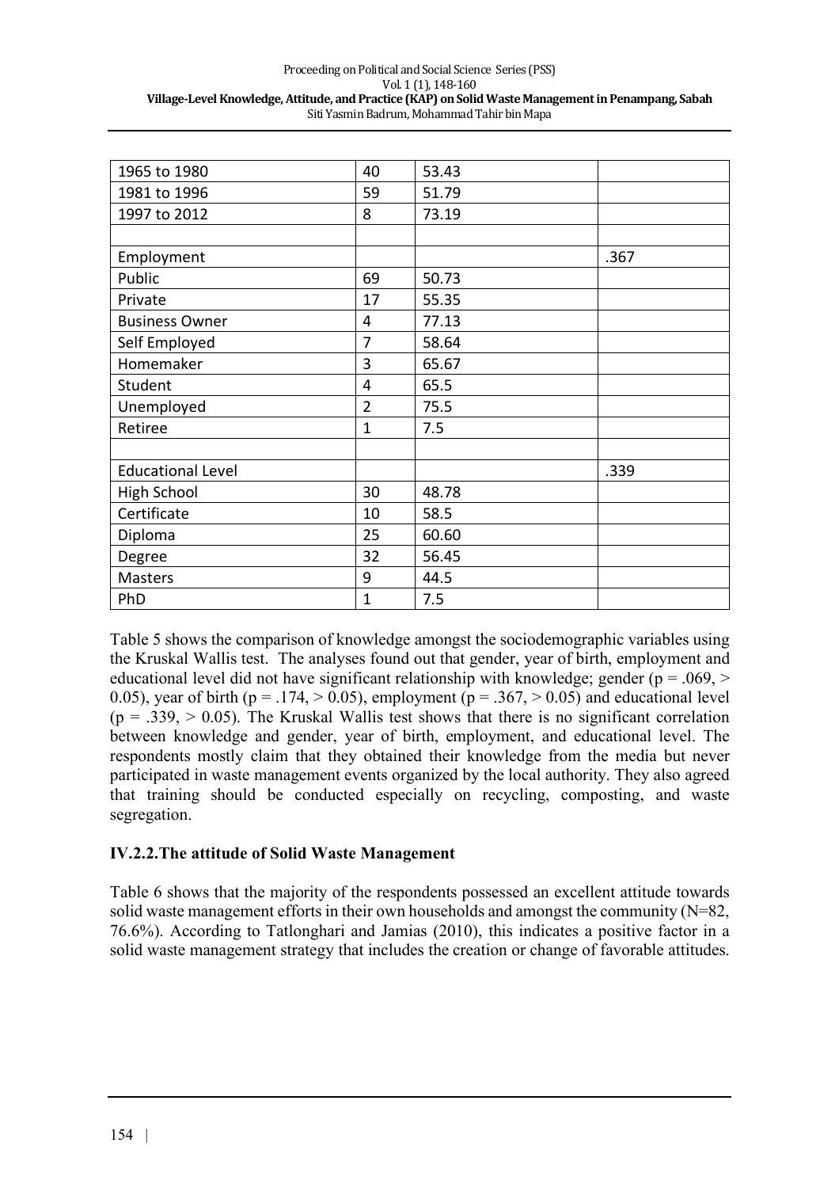| | | | |
|---|---|---|---|
| 1965 to 1980 | 40 | 53.43 | |
| 1981 to 1996 | 59 | 51.79 | |
| 1997 to 2012 | 8 | 73.19 | |
| | | | |
| Employment | | | .367 |
| Public | 69 | 50.73 | |
| Private | 17 | 55.35 | |
| Business Owner | 4 | 77.13 | |
| Self Employed | 7 | 58.64 | |
| Homemaker | 3 | 65.67 | |
| Student | 4 | 65.5 | |
| Unemployed | 2 | 75.5 | |
| Retiree | 1 | 7.5 | |
| | | | |
| Educational Level | | | .339 |
| High School | 30 | 48.78 | |
| Certificate | 10 | 58.5 | |
| Diploma | 25 | 60.60 | |
| Degree | 32 | 56.45 | |
| Masters | 9 | 44.5 | |
| PhD | 1 | 7.5 | |

Table 5 shows the comparison of knowledge amongst the sociodemographic variables using the Kruskal Wallis test. The analyses found out that gender, year of birth, employment and educational level did not have significant relationship with knowledge; gender ($p = .069, > 0.05$), year of birth ($p = .174, > 0.05$), employment ($p = .367, > 0.05$) and educational level ($p = .339, > 0.05$). The Kruskal Wallis test shows that there is no significant correlation between knowledge and gender, year of birth, employment, and educational level. The respondents mostly claim that they obtained their knowledge from the media but never participated in waste management events organized by the local authority. They also agreed that training should be conducted especially on recycling, composting, and waste segregation.

### IV.2.2. The attitude of Solid Waste Management

Table 6 shows that the majority of the respondents possessed an excellent attitude towards solid waste management efforts in their own households and amongst the community (N=82, 76.6%). According to Tatlonghari and Jamias (2010), this indicates a positive factor in a solid waste management strategy that includes the creation or change of favorable attitudes.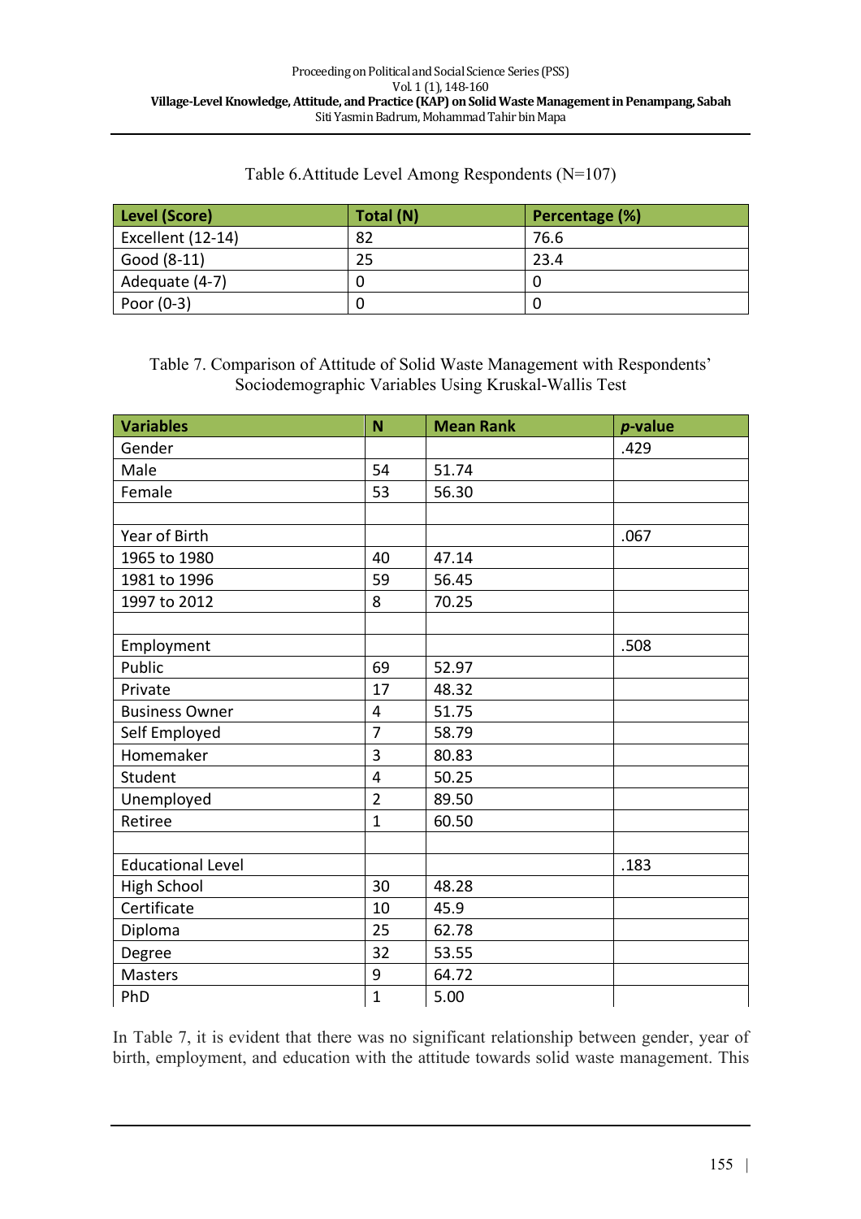Table 6.Attitude Level Among Respondents (N=107)

| Level (Score) | Total (N) | Percentage (%) |
| --- | --- | --- |
| Excellent (12-14) | 82 | 76.6 |
| Good (8-11) | 25 | 23.4 |
| Adequate (4-7) | 0 | 0 |
| Poor (0-3) | 0 | 0 |

Table 7. Comparison of Attitude of Solid Waste Management with Respondents' Sociodemographic Variables Using Kruskal-Wallis Test

| Variables | N | Mean Rank | *p*-value |
| --- | --- | --- | --- |
| Gender | | | .429 |
| Male | 54 | 51.74 | |
| Female | 53 | 56.30 | |
| | | | |
| Year of Birth | | | .067 |
| 1965 to 1980 | 40 | 47.14 | |
| 1981 to 1996 | 59 | 56.45 | |
| 1997 to 2012 | 8 | 70.25 | |
| | | | |
| Employment | | | .508 |
| Public | 69 | 52.97 | |
| Private | 17 | 48.32 | |
| Business Owner | 4 | 51.75 | |
| Self Employed | 7 | 58.79 | |
| Homemaker | 3 | 80.83 | |
| Student | 4 | 50.25 | |
| Unemployed | 2 | 89.50 | |
| Retiree | 1 | 60.50 | |
| | | | |
| Educational Level | | | .183 |
| High School | 30 | 48.28 | |
| Certificate | 10 | 45.9 | |
| Diploma | 25 | 62.78 | |
| Degree | 32 | 53.55 | |
| Masters | 9 | 64.72 | |
| PhD | 1 | 5.00 | |

In Table 7, it is evident that there was no significant relationship between gender, year of birth, employment, and education with the attitude towards solid waste management. This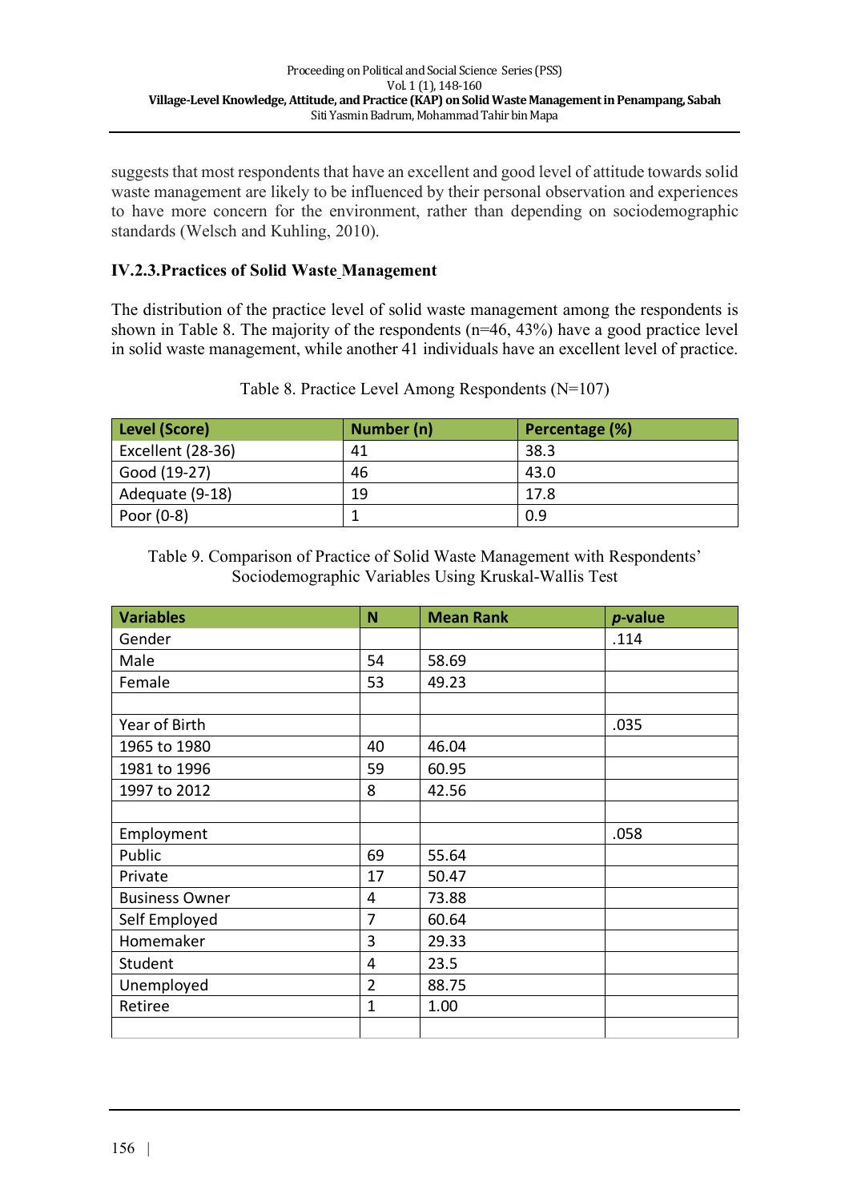suggests that most respondents that have an excellent and good level of attitude towards solid waste management are likely to be influenced by their personal observation and experiences to have more concern for the environment, rather than depending on sociodemographic standards (Welsch and Kuhling, 2010).

### IV.2.3.Practices of Solid Waste Management

The distribution of the practice level of solid waste management among the respondents is shown in Table 8. The majority of the respondents (n=46, 43%) have a good practice level in solid waste management, while another 41 individuals have an excellent level of practice.

Table 8. Practice Level Among Respondents (N=107)

| Level (Score) | Number (n) | Percentage (%) |
|---|---|---|
| Excellent (28-36) | 41 | 38.3 |
| Good (19-27) | 46 | 43.0 |
| Adequate (9-18) | 19 | 17.8 |
| Poor (0-8) | 1 | 0.9 |

Table 9. Comparison of Practice of Solid Waste Management with Respondents' Sociodemographic Variables Using Kruskal-Wallis Test

| Variables | N | Mean Rank | *p*-value |
|---|---|---|---|
| Gender | | | .114 |
| Male | 54 | 58.69 | |
| Female | 53 | 49.23 | |
| | | | |
| Year of Birth | | | .035 |
| 1965 to 1980 | 40 | 46.04 | |
| 1981 to 1996 | 59 | 60.95 | |
| 1997 to 2012 | 8 | 42.56 | |
| | | | |
| Employment | | | .058 |
| Public | 69 | 55.64 | |
| Private | 17 | 50.47 | |
| Business Owner | 4 | 73.88 | |
| Self Employed | 7 | 60.64 | |
| Homemaker | 3 | 29.33 | |
| Student | 4 | 23.5 | |
| Unemployed | 2 | 88.75 | |
| Retiree | 1 | 1.00 | |
| | | | |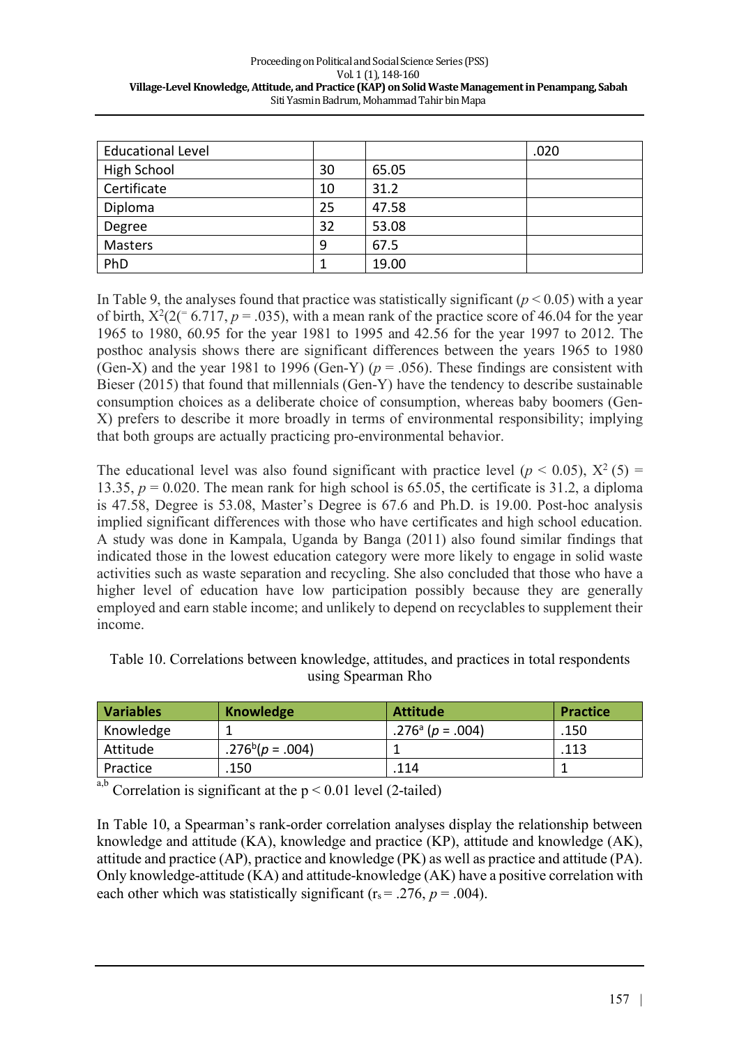| Educational Level | | | .020 |
|---|---|---|---|
| High School | 30 | 65.05 | |
| Certificate | 10 | 31.2 | |
| Diploma | 25 | 47.58 | |
| Degree | 32 | 53.08 | |
| Masters | 9 | 67.5 | |
| PhD | 1 | 19.00 | |

In Table 9, the analyses found that practice was statistically significant ($p < 0.05$) with a year of birth, $X^2(2(^{-}6.717, p = .035)$, with a mean rank of the practice score of 46.04 for the year 1965 to 1980, 60.95 for the year 1981 to 1995 and 42.56 for the year 1997 to 2012. The posthoc analysis shows there are significant differences between the years 1965 to 1980 (Gen-X) and the year 1981 to 1996 (Gen-Y) ($p = .056$). These findings are consistent with Bieser (2015) that found that millennials (Gen-Y) have the tendency to describe sustainable consumption choices as a deliberate choice of consumption, whereas baby boomers (Gen-X) prefers to describe it more broadly in terms of environmental responsibility; implying that both groups are actually practicing pro-environmental behavior.

The educational level was also found significant with practice level ($p < 0.05$), $X^2\,(5) = 13.35$, $p = 0.020$. The mean rank for high school is 65.05, the certificate is 31.2, a diploma is 47.58, Degree is 53.08, Master's Degree is 67.6 and Ph.D. is 19.00. Post-hoc analysis implied significant differences with those who have certificates and high school education. A study was done in Kampala, Uganda by Banga (2011) also found similar findings that indicated those in the lowest education category were more likely to engage in solid waste activities such as waste separation and recycling. She also concluded that those who have a higher level of education have low participation possibly because they are generally employed and earn stable income; and unlikely to depend on recyclables to supplement their income.

Table 10. Correlations between knowledge, attitudes, and practices in total respondents using Spearman Rho

| **Variables** | **Knowledge** | **Attitude** | **Practice** |
|---|---|---|---|
| Knowledge | 1 | .276[a] ($p = .004$) | .150 |
| Attitude | .276[b]($p = .004$) | 1 | .113 |
| Practice | .150 | .114 | 1 |

[a,b] Correlation is significant at the $p < 0.01$ level (2-tailed)

In Table 10, a Spearman's rank-order correlation analyses display the relationship between knowledge and attitude (KA), knowledge and practice (KP), attitude and knowledge (AK), attitude and practice (AP), practice and knowledge (PK) as well as practice and attitude (PA). Only knowledge-attitude (KA) and attitude-knowledge (AK) have a positive correlation with each other which was statistically significant ($r_s = .276$, $p = .004$).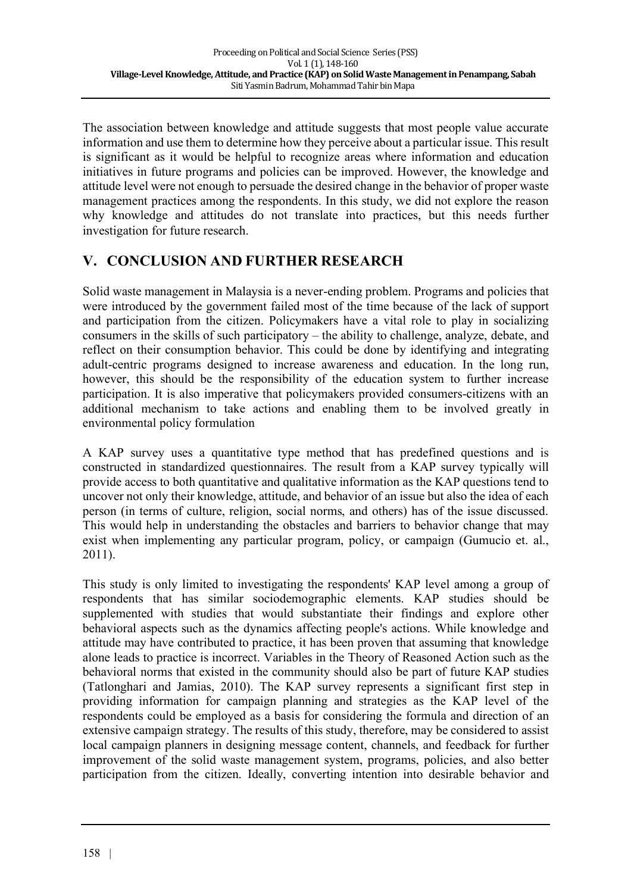The association between knowledge and attitude suggests that most people value accurate information and use them to determine how they perceive about a particular issue. This result is significant as it would be helpful to recognize areas where information and education initiatives in future programs and policies can be improved. However, the knowledge and attitude level were not enough to persuade the desired change in the behavior of proper waste management practices among the respondents. In this study, we did not explore the reason why knowledge and attitudes do not translate into practices, but this needs further investigation for future research.

## V. CONCLUSION AND FURTHER RESEARCH

Solid waste management in Malaysia is a never-ending problem. Programs and policies that were introduced by the government failed most of the time because of the lack of support and participation from the citizen. Policymakers have a vital role to play in socializing consumers in the skills of such participatory – the ability to challenge, analyze, debate, and reflect on their consumption behavior. This could be done by identifying and integrating adult-centric programs designed to increase awareness and education. In the long run, however, this should be the responsibility of the education system to further increase participation. It is also imperative that policymakers provided consumers-citizens with an additional mechanism to take actions and enabling them to be involved greatly in environmental policy formulation

A KAP survey uses a quantitative type method that has predefined questions and is constructed in standardized questionnaires. The result from a KAP survey typically will provide access to both quantitative and qualitative information as the KAP questions tend to uncover not only their knowledge, attitude, and behavior of an issue but also the idea of each person (in terms of culture, religion, social norms, and others) has of the issue discussed. This would help in understanding the obstacles and barriers to behavior change that may exist when implementing any particular program, policy, or campaign (Gumucio et. al., 2011).

This study is only limited to investigating the respondents' KAP level among a group of respondents that has similar sociodemographic elements. KAP studies should be supplemented with studies that would substantiate their findings and explore other behavioral aspects such as the dynamics affecting people's actions. While knowledge and attitude may have contributed to practice, it has been proven that assuming that knowledge alone leads to practice is incorrect. Variables in the Theory of Reasoned Action such as the behavioral norms that existed in the community should also be part of future KAP studies (Tatlonghari and Jamias, 2010). The KAP survey represents a significant first step in providing information for campaign planning and strategies as the KAP level of the respondents could be employed as a basis for considering the formula and direction of an extensive campaign strategy. The results of this study, therefore, may be considered to assist local campaign planners in designing message content, channels, and feedback for further improvement of the solid waste management system, programs, policies, and also better participation from the citizen. Ideally, converting intention into desirable behavior and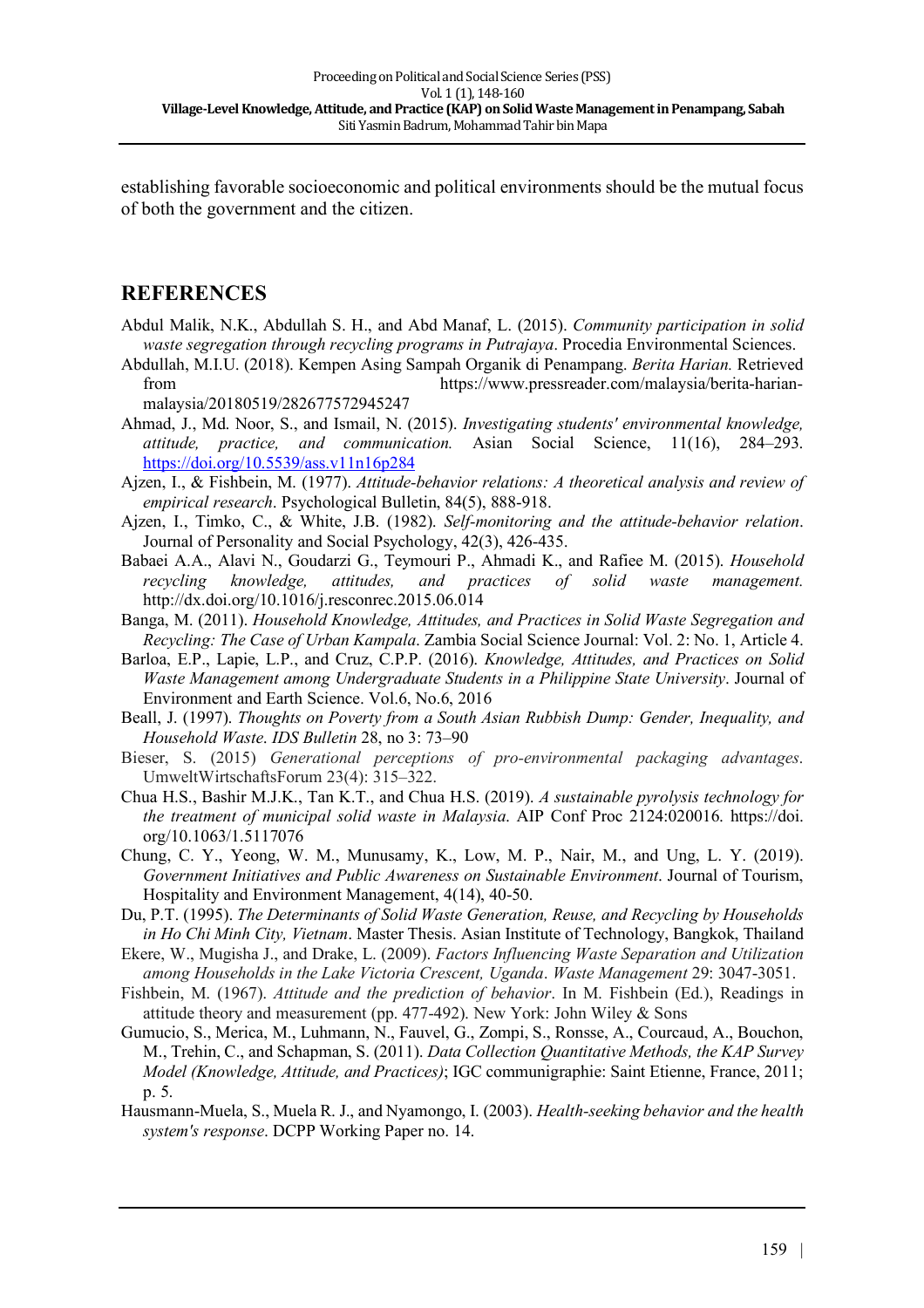establishing favorable socioeconomic and political environments should be the mutual focus of both the government and the citizen.

## REFERENCES

Abdul Malik, N.K., Abdullah S. H., and Abd Manaf, L. (2015). *Community participation in solid waste segregation through recycling programs in Putrajaya*. Procedia Environmental Sciences.

Abdullah, M.I.U. (2018). Kempen Asing Sampah Organik di Penampang. *Berita Harian.* Retrieved from https://www.pressreader.com/malaysia/berita-harian-malaysia/20180519/282677572945247

Ahmad, J., Md. Noor, S., and Ismail, N. (2015). *Investigating students' environmental knowledge, attitude, practice, and communication.* Asian Social Science, 11(16), 284–293. https://doi.org/10.5539/ass.v11n16p284

Ajzen, I., & Fishbein, M. (1977). *Attitude-behavior relations: A theoretical analysis and review of empirical research*. Psychological Bulletin, 84(5), 888-918.

Ajzen, I., Timko, C., & White, J.B. (1982). *Self-monitoring and the attitude-behavior relation*. Journal of Personality and Social Psychology, 42(3), 426-435.

Babaei A.A., Alavi N., Goudarzi G., Teymouri P., Ahmadi K., and Rafiee M. (2015). *Household recycling knowledge, attitudes, and practices of solid waste management.* http://dx.doi.org/10.1016/j.resconrec.2015.06.014

Banga, M. (2011). *Household Knowledge, Attitudes, and Practices in Solid Waste Segregation and Recycling: The Case of Urban Kampala*. Zambia Social Science Journal: Vol. 2: No. 1, Article 4.

Barloa, E.P., Lapie, L.P., and Cruz, C.P.P. (2016). *Knowledge, Attitudes, and Practices on Solid Waste Management among Undergraduate Students in a Philippine State University*. Journal of Environment and Earth Science. Vol.6, No.6, 2016

Beall, J. (1997). *Thoughts on Poverty from a South Asian Rubbish Dump: Gender, Inequality, and Household Waste*. *IDS Bulletin* 28, no 3: 73–90

Bieser, S. (2015) *Generational perceptions of pro-environmental packaging advantages*. UmweltWirtschaftsForum 23(4): 315–322.

Chua H.S., Bashir M.J.K., Tan K.T., and Chua H.S. (2019). *A sustainable pyrolysis technology for the treatment of municipal solid waste in Malaysia*. AIP Conf Proc 2124:020016. https://doi.org/10.1063/1.5117076

Chung, C. Y., Yeong, W. M., Munusamy, K., Low, M. P., Nair, M., and Ung, L. Y. (2019). *Government Initiatives and Public Awareness on Sustainable Environment*. Journal of Tourism, Hospitality and Environment Management, 4(14), 40-50.

Du, P.T. (1995). *The Determinants of Solid Waste Generation, Reuse, and Recycling by Households in Ho Chi Minh City, Vietnam*. Master Thesis. Asian Institute of Technology, Bangkok, Thailand

Ekere, W., Mugisha J., and Drake, L. (2009). *Factors Influencing Waste Separation and Utilization among Households in the Lake Victoria Crescent, Uganda*. *Waste Management* 29: 3047-3051.

Fishbein, M. (1967). *Attitude and the prediction of behavior*. In M. Fishbein (Ed.), Readings in attitude theory and measurement (pp. 477-492). New York: John Wiley & Sons

Gumucio, S., Merica, M., Luhmann, N., Fauvel, G., Zompi, S., Ronsse, A., Courcaud, A., Bouchon, M., Trehin, C., and Schapman, S. (2011). *Data Collection Quantitative Methods, the KAP Survey Model (Knowledge, Attitude, and Practices)*; IGC communigraphie: Saint Etienne, France, 2011; p. 5.

Hausmann-Muela, S., Muela R. J., and Nyamongo, I. (2003). *Health-seeking behavior and the health system's response*. DCPP Working Paper no. 14.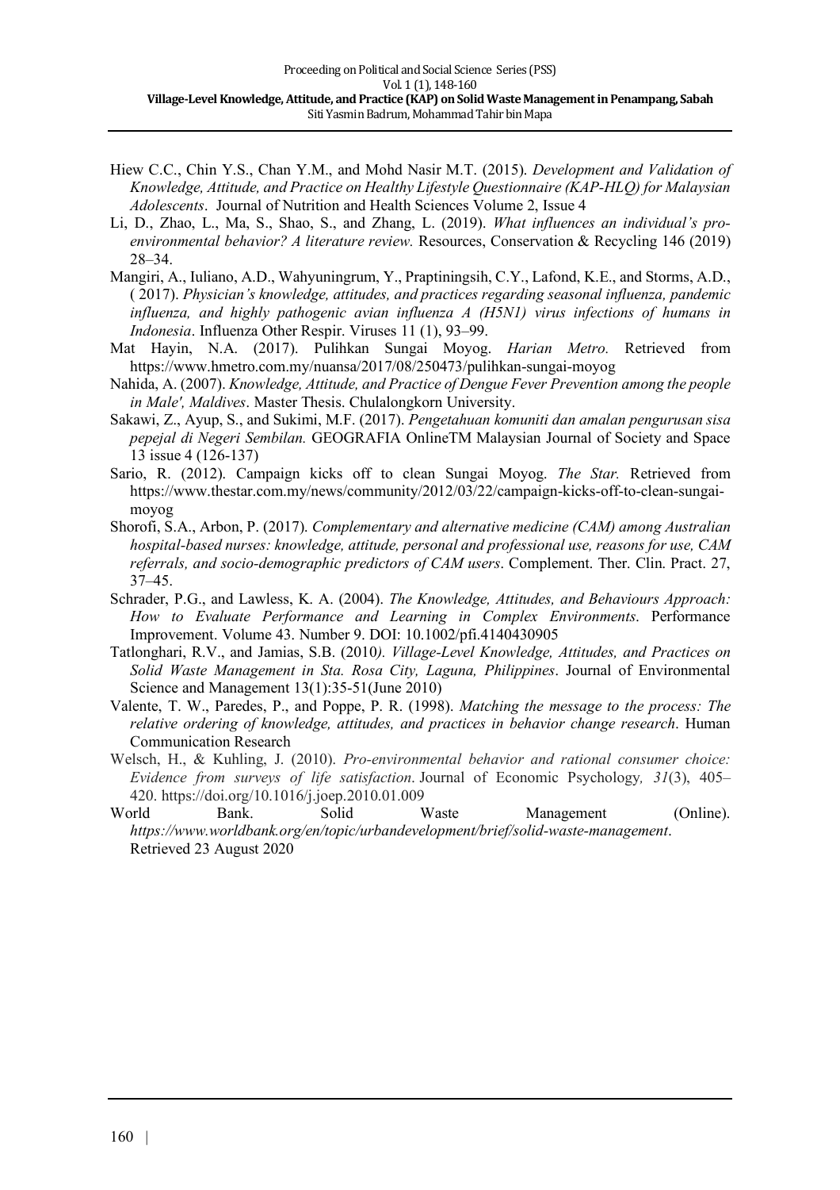Hiew C.C., Chin Y.S., Chan Y.M., and Mohd Nasir M.T. (2015). *Development and Validation of Knowledge, Attitude, and Practice on Healthy Lifestyle Questionnaire (KAP-HLQ) for Malaysian Adolescents*. Journal of Nutrition and Health Sciences Volume 2, Issue 4

Li, D., Zhao, L., Ma, S., Shao, S., and Zhang, L. (2019). *What influences an individual's pro-environmental behavior? A literature review.* Resources, Conservation & Recycling 146 (2019) 28–34.

Mangiri, A., Iuliano, A.D., Wahyuningrum, Y., Praptiningsih, C.Y., Lafond, K.E., and Storms, A.D., ( 2017). *Physician's knowledge, attitudes, and practices regarding seasonal influenza, pandemic influenza, and highly pathogenic avian influenza A (H5N1) virus infections of humans in Indonesia*. Influenza Other Respir. Viruses 11 (1), 93–99.

Mat Hayin, N.A. (2017). Pulihkan Sungai Moyog. *Harian Metro.* Retrieved from https://www.hmetro.com.my/nuansa/2017/08/250473/pulihkan-sungai-moyog

Nahida, A. (2007). *Knowledge, Attitude, and Practice of Dengue Fever Prevention among the people in Male', Maldives*. Master Thesis. Chulalongkorn University.

Sakawi, Z., Ayup, S., and Sukimi, M.F. (2017). *Pengetahuan komuniti dan amalan pengurusan sisa pepejal di Negeri Sembilan.* GEOGRAFIA OnlineTM Malaysian Journal of Society and Space 13 issue 4 (126-137)

Sario, R. (2012). Campaign kicks off to clean Sungai Moyog. *The Star.* Retrieved from https://www.thestar.com.my/news/community/2012/03/22/campaign-kicks-off-to-clean-sungai-moyog

Shorofi, S.A., Arbon, P. (2017). *Complementary and alternative medicine (CAM) among Australian hospital-based nurses: knowledge, attitude, personal and professional use, reasons for use, CAM referrals, and socio-demographic predictors of CAM users*. Complement. Ther. Clin. Pract. 27, 37–45.

Schrader, P.G., and Lawless, K. A. (2004). *The Knowledge, Attitudes, and Behaviours Approach: How to Evaluate Performance and Learning in Complex Environments*. Performance Improvement. Volume 43. Number 9. DOI: 10.1002/pfi.4140430905

Tatlonghari, R.V., and Jamias, S.B. (2010*). Village-Level Knowledge, Attitudes, and Practices on Solid Waste Management in Sta. Rosa City, Laguna, Philippines*. Journal of Environmental Science and Management 13(1):35-51(June 2010)

Valente, T. W., Paredes, P., and Poppe, P. R. (1998). *Matching the message to the process: The relative ordering of knowledge, attitudes, and practices in behavior change research*. Human Communication Research

Welsch, H., & Kuhling, J. (2010). *Pro-environmental behavior and rational consumer choice: Evidence from surveys of life satisfaction*. Journal of Economic Psychology*, 31*(3), 405–420. https://doi.org/10.1016/j.joep.2010.01.009

World Bank. Solid Waste Management (Online). *https://www.worldbank.org/en/topic/urbandevelopment/brief/solid-waste-management*. Retrieved 23 August 2020